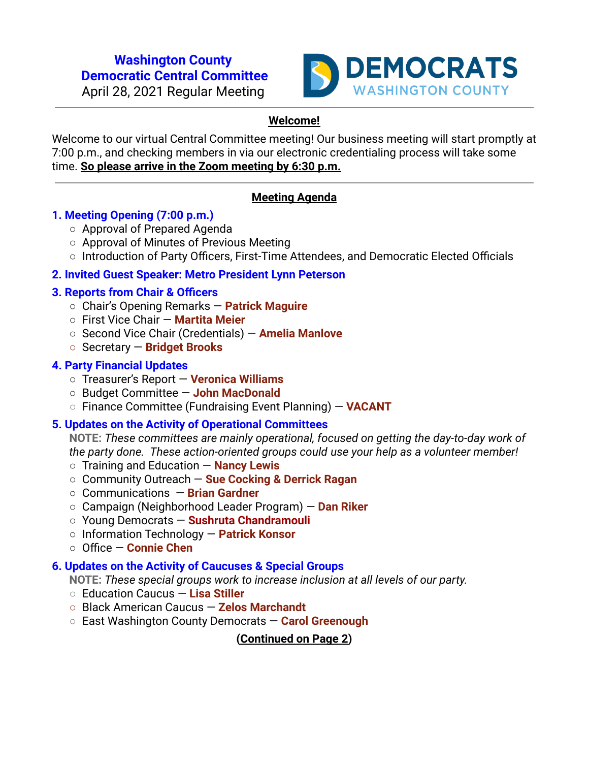# Washington County Democratic Central Committee

April 28, 2021 Regular Meeting

DEMOCRATS WASHINGTON COUNTY

---

## Welcome!

Welcome to our virtual Central Committee meeting! Our business meeting will start promptly at 7:00 p.m., and checking members in via our electronic credentialing process will take some time. **So please arrive in the Zoom meeting by 6:30 p.m.**

---

## Meeting Agenda

### 1. Meeting Opening (7:00 p.m.)

- Approval of Prepared Agenda
- Approval of Minutes of Previous Meeting
- Introduction of Party Officers, First-Time Attendees, and Democratic Elected Officials

### 2. Invited Guest Speaker: Metro President Lynn Peterson

### 3. Reports from Chair & Officers

- Chair's Opening Remarks — **Patrick Maguire**
- First Vice Chair — **Martita Meier**
- Second Vice Chair (Credentials) — **Amelia Manlove**
- Secretary — **Bridget Brooks**

### 4. Party Financial Updates

- Treasurer's Report — **Veronica Williams**
- Budget Committee — **John MacDonald**
- Finance Committee (Fundraising Event Planning) — **VACANT**

### 5. Updates on the Activity of Operational Committees

**NOTE:** *These committees are mainly operational, focused on getting the day-to-day work of the party done. These action-oriented groups could use your help as a volunteer member!*

- Training and Education — **Nancy Lewis**
- Community Outreach — **Sue Cocking & Derrick Ragan**
- Communications — **Brian Gardner**
- Campaign (Neighborhood Leader Program) — **Dan Riker**
- Young Democrats — **Sushruta Chandramouli**
- Information Technology — **Patrick Konsor**
- Office — **Connie Chen**

### 6. Updates on the Activity of Caucuses & Special Groups

**NOTE:** *These special groups work to increase inclusion at all levels of our party.*

- Education Caucus — **Lisa Stiller**
- Black American Caucus — **Zelos Marchandt**
- East Washington County Democrats — **Carol Greenough**

**(Continued on Page 2)**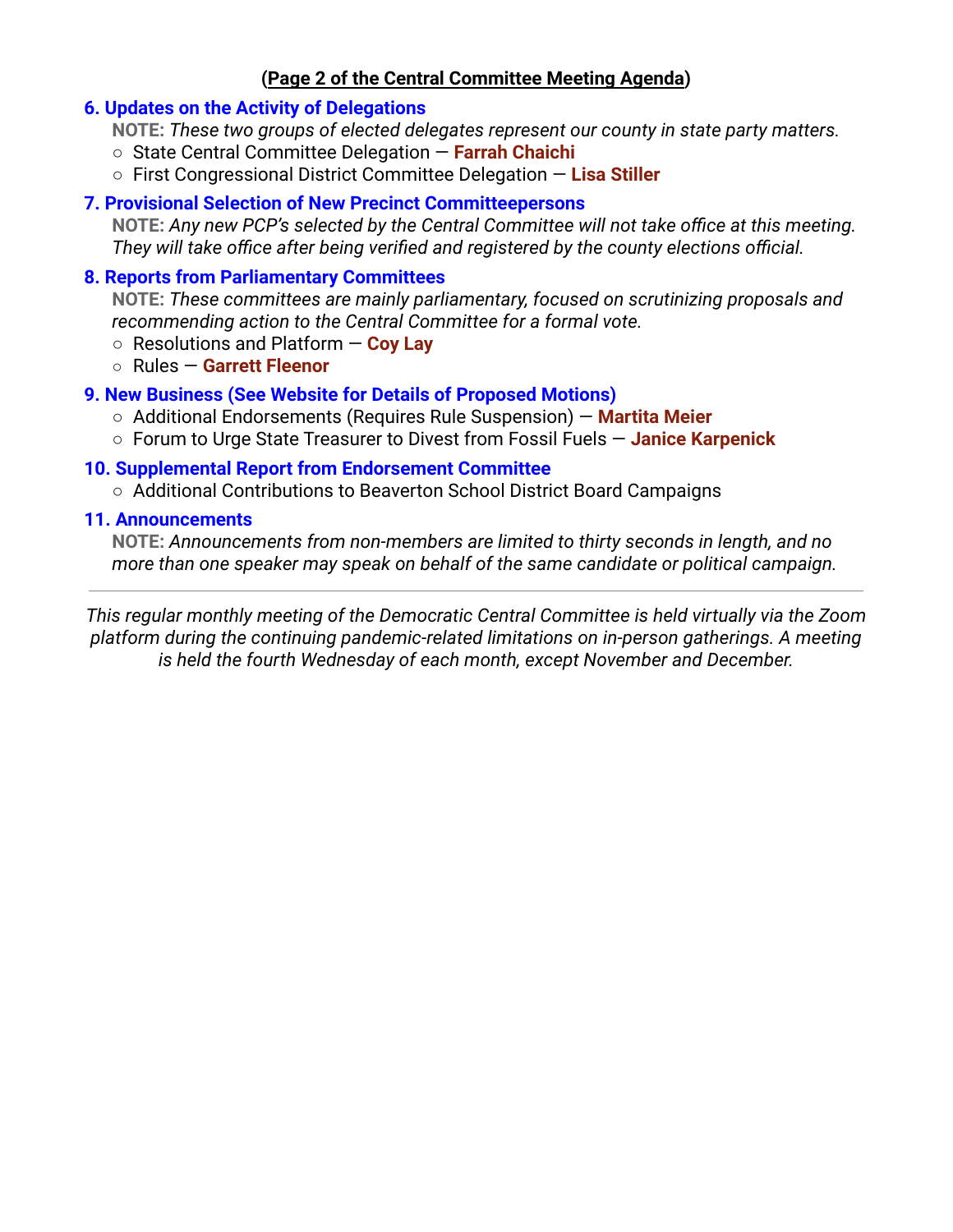**(Page 2 of the Central Committee Meeting Agenda)**

### 6. Updates on the Activity of Delegations

**NOTE:** *These two groups of elected delegates represent our county in state party matters.*

- State Central Committee Delegation — **Farrah Chaichi**
- First Congressional District Committee Delegation — **Lisa Stiller**

### 7. Provisional Selection of New Precinct Committeepersons

**NOTE:** *Any new PCP's selected by the Central Committee will not take office at this meeting. They will take office after being verified and registered by the county elections official.*

### 8. Reports from Parliamentary Committees

**NOTE:** *These committees are mainly parliamentary, focused on scrutinizing proposals and recommending action to the Central Committee for a formal vote.*

- Resolutions and Platform — **Coy Lay**
- Rules — **Garrett Fleenor**

### 9. New Business (See Website for Details of Proposed Motions)

- Additional Endorsements (Requires Rule Suspension) — **Martita Meier**
- Forum to Urge State Treasurer to Divest from Fossil Fuels — **Janice Karpenick**

### 10. Supplemental Report from Endorsement Committee

- Additional Contributions to Beaverton School District Board Campaigns

### 11. Announcements

**NOTE:** *Announcements from non-members are limited to thirty seconds in length, and no more than one speaker may speak on behalf of the same candidate or political campaign.*

---

*This regular monthly meeting of the Democratic Central Committee is held virtually via the Zoom platform during the continuing pandemic-related limitations on in-person gatherings. A meeting is held the fourth Wednesday of each month, except November and December.*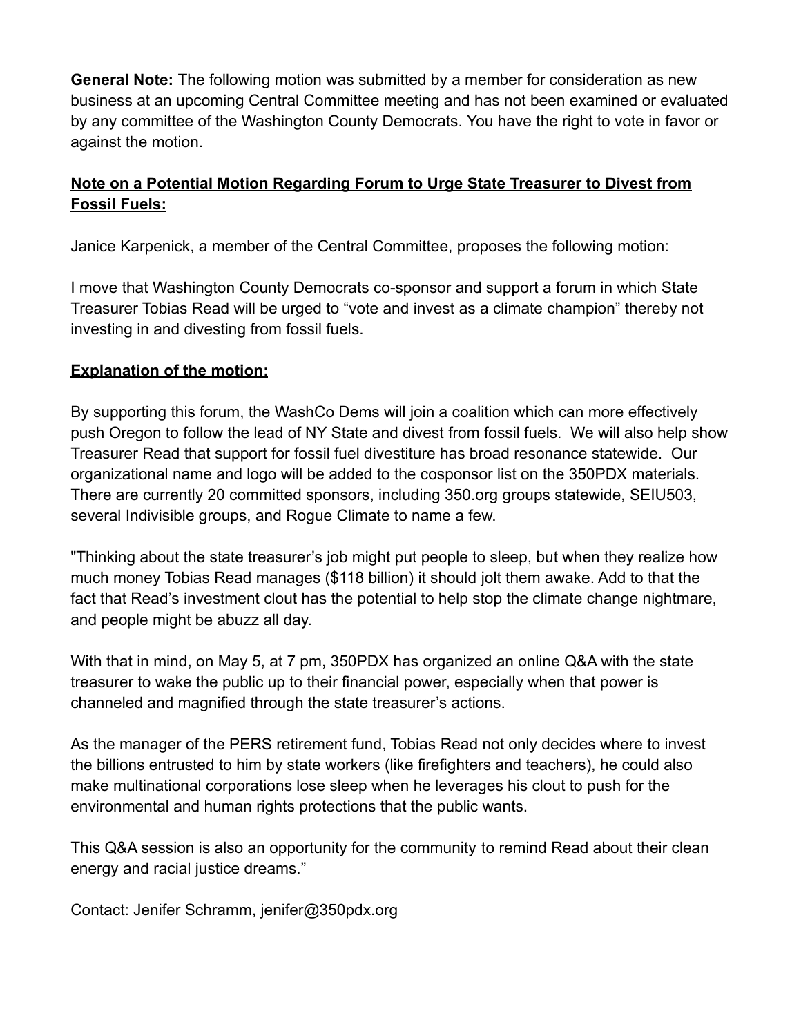**General Note:** The following motion was submitted by a member for consideration as new business at an upcoming Central Committee meeting and has not been examined or evaluated by any committee of the Washington County Democrats. You have the right to vote in favor or against the motion.

**Note on a Potential Motion Regarding Forum to Urge State Treasurer to Divest from Fossil Fuels:**

Janice Karpenick, a member of the Central Committee, proposes the following motion:

I move that Washington County Democrats co-sponsor and support a forum in which State Treasurer Tobias Read will be urged to "vote and invest as a climate champion" thereby not investing in and divesting from fossil fuels.

**Explanation of the motion:**

By supporting this forum, the WashCo Dems will join a coalition which can more effectively push Oregon to follow the lead of NY State and divest from fossil fuels. We will also help show Treasurer Read that support for fossil fuel divestiture has broad resonance statewide. Our organizational name and logo will be added to the cosponsor list on the 350PDX materials. There are currently 20 committed sponsors, including 350.org groups statewide, SEIU503, several Indivisible groups, and Rogue Climate to name a few.

"Thinking about the state treasurer's job might put people to sleep, but when they realize how much money Tobias Read manages ($118 billion) it should jolt them awake. Add to that the fact that Read's investment clout has the potential to help stop the climate change nightmare, and people might be abuzz all day.

With that in mind, on May 5, at 7 pm, 350PDX has organized an online Q&A with the state treasurer to wake the public up to their financial power, especially when that power is channeled and magnified through the state treasurer's actions.

As the manager of the PERS retirement fund, Tobias Read not only decides where to invest the billions entrusted to him by state workers (like firefighters and teachers), he could also make multinational corporations lose sleep when he leverages his clout to push for the environmental and human rights protections that the public wants.

This Q&A session is also an opportunity for the community to remind Read about their clean energy and racial justice dreams."

Contact: Jenifer Schramm, jenifer@350pdx.org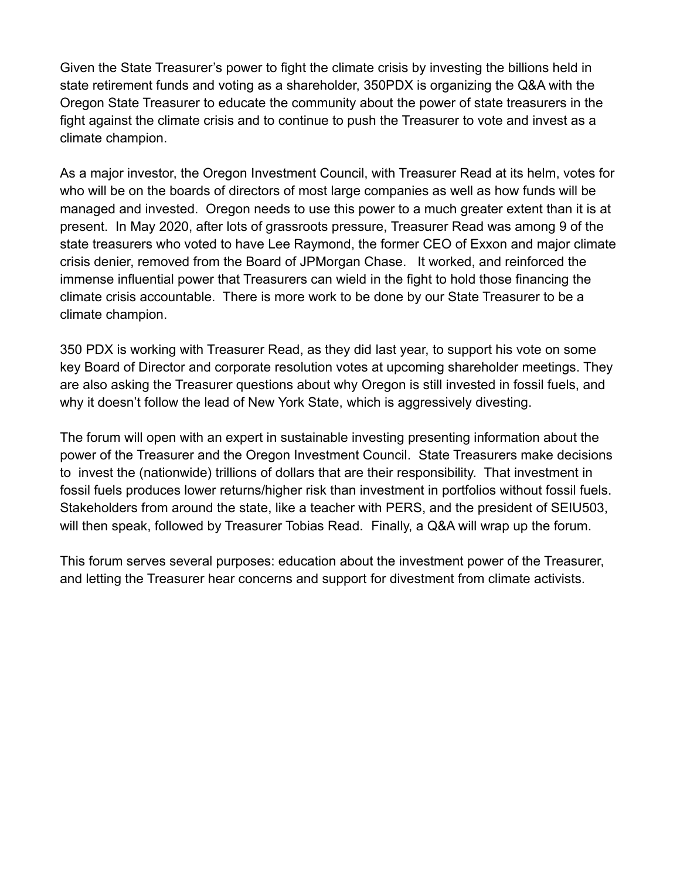Given the State Treasurer's power to fight the climate crisis by investing the billions held in state retirement funds and voting as a shareholder, 350PDX is organizing the Q&A with the Oregon State Treasurer to educate the community about the power of state treasurers in the fight against the climate crisis and to continue to push the Treasurer to vote and invest as a climate champion.

As a major investor, the Oregon Investment Council, with Treasurer Read at its helm, votes for who will be on the boards of directors of most large companies as well as how funds will be managed and invested. Oregon needs to use this power to a much greater extent than it is at present. In May 2020, after lots of grassroots pressure, Treasurer Read was among 9 of the state treasurers who voted to have Lee Raymond, the former CEO of Exxon and major climate crisis denier, removed from the Board of JPMorgan Chase. It worked, and reinforced the immense influential power that Treasurers can wield in the fight to hold those financing the climate crisis accountable. There is more work to be done by our State Treasurer to be a climate champion.

350 PDX is working with Treasurer Read, as they did last year, to support his vote on some key Board of Director and corporate resolution votes at upcoming shareholder meetings. They are also asking the Treasurer questions about why Oregon is still invested in fossil fuels, and why it doesn't follow the lead of New York State, which is aggressively divesting.

The forum will open with an expert in sustainable investing presenting information about the power of the Treasurer and the Oregon Investment Council. State Treasurers make decisions to invest the (nationwide) trillions of dollars that are their responsibility. That investment in fossil fuels produces lower returns/higher risk than investment in portfolios without fossil fuels. Stakeholders from around the state, like a teacher with PERS, and the president of SEIU503, will then speak, followed by Treasurer Tobias Read. Finally, a Q&A will wrap up the forum.

This forum serves several purposes: education about the investment power of the Treasurer, and letting the Treasurer hear concerns and support for divestment from climate activists.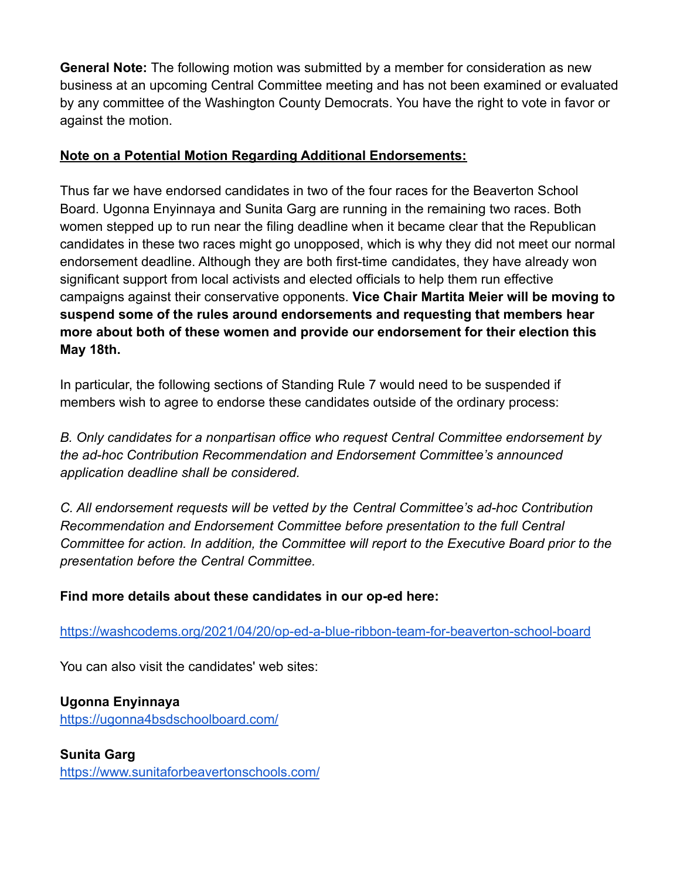**General Note:** The following motion was submitted by a member for consideration as new business at an upcoming Central Committee meeting and has not been examined or evaluated by any committee of the Washington County Democrats. You have the right to vote in favor or against the motion.

**Note on a Potential Motion Regarding Additional Endorsements:**

Thus far we have endorsed candidates in two of the four races for the Beaverton School Board. Ugonna Enyinnaya and Sunita Garg are running in the remaining two races. Both women stepped up to run near the filing deadline when it became clear that the Republican candidates in these two races might go unopposed, which is why they did not meet our normal endorsement deadline. Although they are both first-time candidates, they have already won significant support from local activists and elected officials to help them run effective campaigns against their conservative opponents. **Vice Chair Martita Meier will be moving to suspend some of the rules around endorsements and requesting that members hear more about both of these women and provide our endorsement for their election this May 18th.**

In particular, the following sections of Standing Rule 7 would need to be suspended if members wish to agree to endorse these candidates outside of the ordinary process:

*B. Only candidates for a nonpartisan office who request Central Committee endorsement by the ad-hoc Contribution Recommendation and Endorsement Committee's announced application deadline shall be considered.*

*C. All endorsement requests will be vetted by the Central Committee's ad-hoc Contribution Recommendation and Endorsement Committee before presentation to the full Central Committee for action. In addition, the Committee will report to the Executive Board prior to the presentation before the Central Committee.*

**Find more details about these candidates in our op-ed here:**

https://washcodems.org/2021/04/20/op-ed-a-blue-ribbon-team-for-beaverton-school-board

You can also visit the candidates' web sites:

**Ugonna Enyinnaya**
https://ugonna4bsdschoolboard.com/

**Sunita Garg**
https://www.sunitaforbeavertonschools.com/